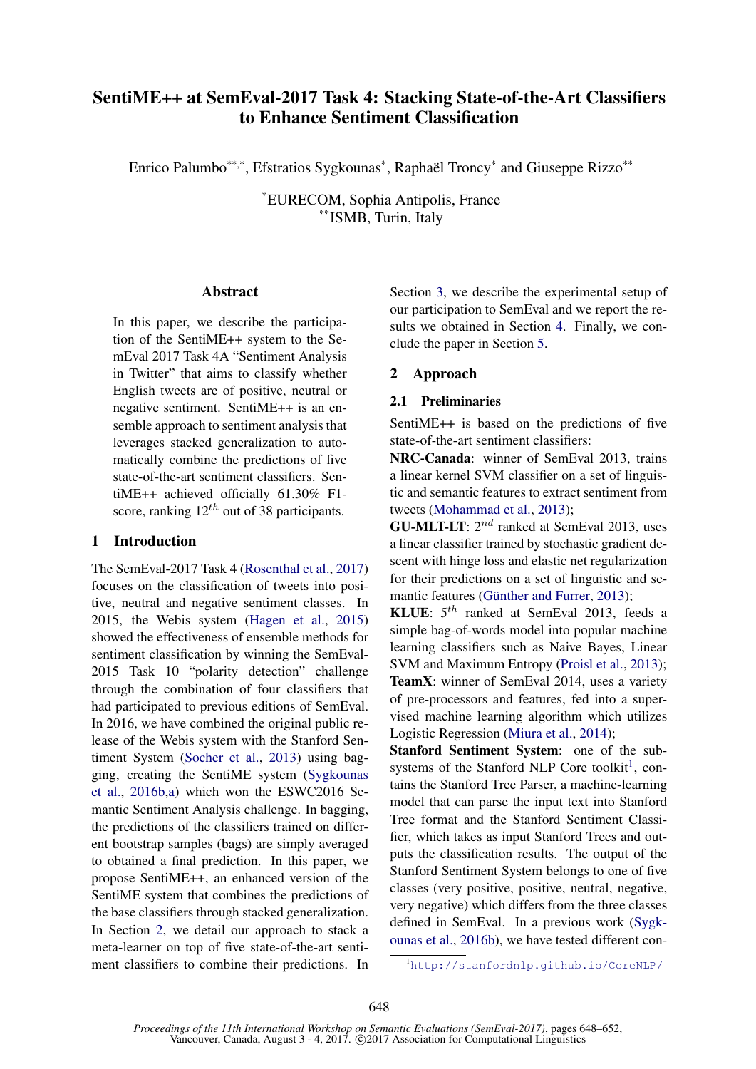# SentiME++ at SemEval-2017 Task 4: Stacking State-of-the-Art Classifiers to Enhance Sentiment Classification

Enrico Palumbo[**,*], Efstratios Sygkounas[*], Raphaël Troncy[*] and Giuseppe Rizzo[**]

[*]EURECOM, Sophia Antipolis, France
[**]ISMB, Turin, Italy

## Abstract

In this paper, we describe the participation of the SentiME++ system to the SemEval 2017 Task 4A "Sentiment Analysis in Twitter" that aims to classify whether English tweets are of positive, neutral or negative sentiment. SentiME++ is an ensemble approach to sentiment analysis that leverages stacked generalization to automatically combine the predictions of five state-of-the-art sentiment classifiers. SentiME++ achieved officially 61.30% F1-score, ranking $12^{th}$ out of 38 participants.

## 1 Introduction

The SemEval-2017 Task 4 (Rosenthal et al., 2017) focuses on the classification of tweets into positive, neutral and negative sentiment classes. In 2015, the Webis system (Hagen et al., 2015) showed the effectiveness of ensemble methods for sentiment classification by winning the SemEval-2015 Task 10 "polarity detection" challenge through the combination of four classifiers that had participated to previous editions of SemEval. In 2016, we have combined the original public release of the Webis system with the Stanford Sentiment System (Socher et al., 2013) using bagging, creating the SentiME system (Sygkounas et al., 2016b,a) which won the ESWC2016 Semantic Sentiment Analysis challenge. In bagging, the predictions of the classifiers trained on different bootstrap samples (bags) are simply averaged to obtained a final prediction. In this paper, we propose SentiME++, an enhanced version of the SentiME system that combines the predictions of the base classifiers through stacked generalization. In Section 2, we detail our approach to stack a meta-learner on top of five state-of-the-art sentiment classifiers to combine their predictions. In Section 3, we describe the experimental setup of our participation to SemEval and we report the results we obtained in Section 4. Finally, we conclude the paper in Section 5.

## 2 Approach

### 2.1 Preliminaries

SentiME++ is based on the predictions of five state-of-the-art sentiment classifiers:

**NRC-Canada**: winner of SemEval 2013, trains a linear kernel SVM classifier on a set of linguistic and semantic features to extract sentiment from tweets (Mohammad et al., 2013);

**GU-MLT-LT**: $2^{nd}$ ranked at SemEval 2013, uses a linear classifier trained by stochastic gradient descent with hinge loss and elastic net regularization for their predictions on a set of linguistic and semantic features (Günther and Furrer, 2013);

**KLUE**: $5^{th}$ ranked at SemEval 2013, feeds a simple bag-of-words model into popular machine learning classifiers such as Naive Bayes, Linear SVM and Maximum Entropy (Proisl et al., 2013);

**TeamX**: winner of SemEval 2014, uses a variety of pre-processors and features, fed into a supervised machine learning algorithm which utilizes Logistic Regression (Miura et al., 2014);

**Stanford Sentiment System**: one of the subsystems of the Stanford NLP Core toolkit[1], contains the Stanford Tree Parser, a machine-learning model that can parse the input text into Stanford Tree format and the Stanford Sentiment Classifier, which takes as input Stanford Trees and outputs the classification results. The output of the Stanford Sentiment System belongs to one of five classes (very positive, positive, neutral, negative, very negative) which differs from the three classes defined in SemEval. In a previous work (Sygkounas et al., 2016b), we have tested different con-

[1] http://stanfordnlp.github.io/CoreNLP/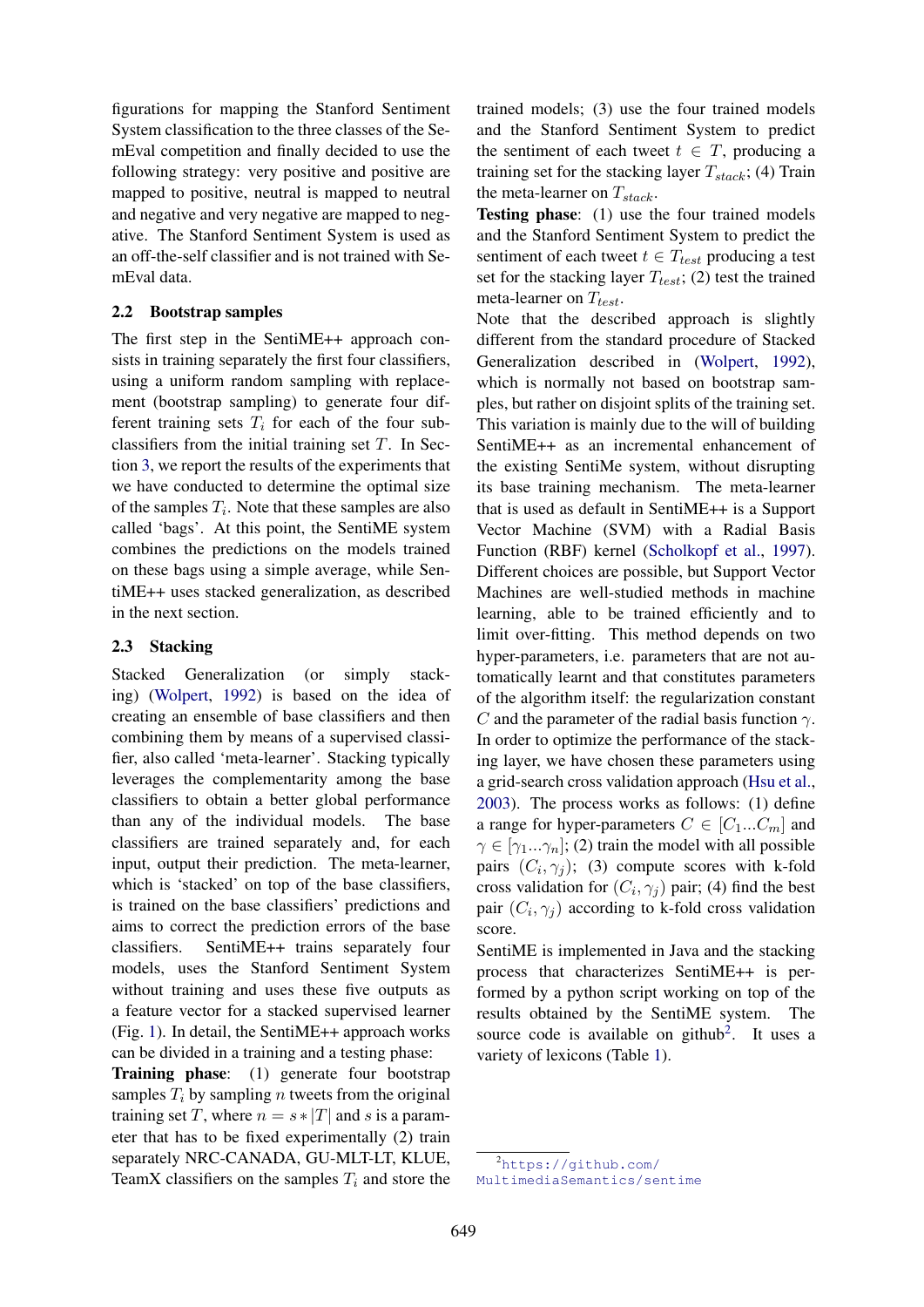figurations for mapping the Stanford Sentiment System classification to the three classes of the SemEval competition and finally decided to use the following strategy: very positive and positive are mapped to positive, neutral is mapped to neutral and negative and very negative are mapped to negative. The Stanford Sentiment System is used as an off-the-self classifier and is not trained with SemEval data.

### 2.2 Bootstrap samples

The first step in the SentiME++ approach consists in training separately the first four classifiers, using a uniform random sampling with replacement (bootstrap sampling) to generate four different training sets $T_i$ for each of the four sub-classifiers from the initial training set $T$. In Section 3, we report the results of the experiments that we have conducted to determine the optimal size of the samples $T_i$. Note that these samples are also called 'bags'. At this point, the SentiME system combines the predictions on the models trained on these bags using a simple average, while SentiME++ uses stacked generalization, as described in the next section.

### 2.3 Stacking

Stacked Generalization (or simply stacking) (Wolpert, 1992) is based on the idea of creating an ensemble of base classifiers and then combining them by means of a supervised classifier, also called 'meta-learner'. Stacking typically leverages the complementarity among the base classifiers to obtain a better global performance than any of the individual models. The base classifiers are trained separately and, for each input, output their prediction. The meta-learner, which is 'stacked' on top of the base classifiers, is trained on the base classifiers' predictions and aims to correct the prediction errors of the base classifiers. SentiME++ trains separately four models, uses the Stanford Sentiment System without training and uses these five outputs as a feature vector for a stacked supervised learner (Fig. 1). In detail, the SentiME++ approach works can be divided in a training and a testing phase:

**Training phase**: (1) generate four bootstrap samples $T_i$ by sampling $n$ tweets from the original training set $T$, where $n = s * |T|$ and $s$ is a parameter that has to be fixed experimentally (2) train separately NRC-CANADA, GU-MLT-LT, KLUE, TeamX classifiers on the samples $T_i$ and store the trained models; (3) use the four trained models and the Stanford Sentiment System to predict the sentiment of each tweet $t \in T$, producing a training set for the stacking layer $T_{stack}$; (4) Train the meta-learner on $T_{stack}$.

**Testing phase**: (1) use the four trained models and the Stanford Sentiment System to predict the sentiment of each tweet $t \in T_{test}$ producing a test set for the stacking layer $T_{test}$; (2) test the trained meta-learner on $T_{test}$.

Note that the described approach is slightly different from the standard procedure of Stacked Generalization described in (Wolpert, 1992), which is normally not based on bootstrap samples, but rather on disjoint splits of the training set. This variation is mainly due to the will of building SentiME++ as an incremental enhancement of the existing SentiMe system, without disrupting its base training mechanism. The meta-learner that is used as default in SentiME++ is a Support Vector Machine (SVM) with a Radial Basis Function (RBF) kernel (Scholkopf et al., 1997). Different choices are possible, but Support Vector Machines are well-studied methods in machine learning, able to be trained efficiently and to limit over-fitting. This method depends on two hyper-parameters, i.e. parameters that are not automatically learnt and that constitutes parameters of the algorithm itself: the regularization constant $C$ and the parameter of the radial basis function $\gamma$. In order to optimize the performance of the stacking layer, we have chosen these parameters using a grid-search cross validation approach (Hsu et al., 2003). The process works as follows: (1) define a range for hyper-parameters $C \in [C_1...C_m]$ and $\gamma \in [\gamma_1...\gamma_n]$; (2) train the model with all possible pairs $(C_i, \gamma_j)$; (3) compute scores with k-fold cross validation for $(C_i, \gamma_j)$ pair; (4) find the best pair $(C_i, \gamma_j)$ according to k-fold cross validation score.

SentiME is implemented in Java and the stacking process that characterizes SentiME++ is performed by a python script working on top of the results obtained by the SentiME system. The source code is available on github[2]. It uses a variety of lexicons (Table 1).

[2] https://github.com/MultimediaSemantics/sentime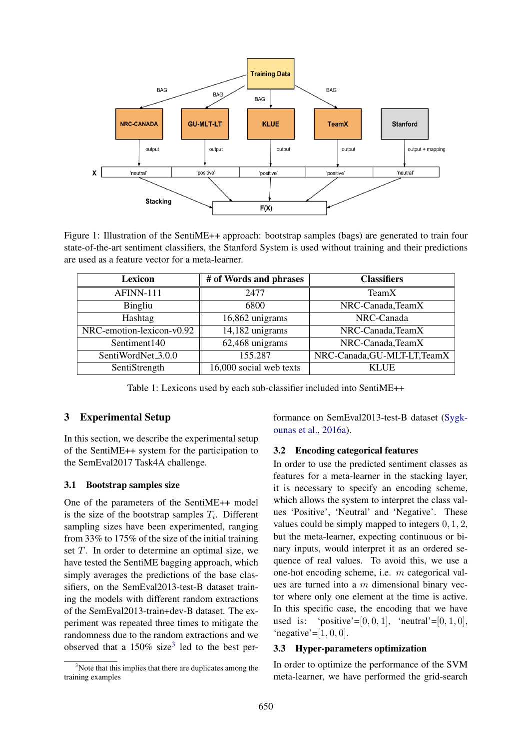Figure 1: Illustration of the SentiME++ approach: bootstrap samples (bags) are generated to train four state-of-the-art sentiment classifiers, the Stanford System is used without training and their predictions are used as a feature vector for a meta-learner.

| Lexicon | # of Words and phrases | Classifiers |
|---|---|---|
| AFINN-111 | 2477 | TeamX |
| Bingliu | 6800 | NRC-Canada,TeamX |
| Hashtag | 16,862 unigrams | NRC-Canada |
| NRC-emotion-lexicon-v0.92 | 14,182 unigrams | NRC-Canada,TeamX |
| Sentiment140 | 62,468 unigrams | NRC-Canada,TeamX |
| SentiWordNet_3.0.0 | 155.287 | NRC-Canada,GU-MLT-LT,TeamX |
| SentiStrength | 16,000 social web texts | KLUE |

Table 1: Lexicons used by each sub-classifier included into SentiME++

## 3 Experimental Setup

In this section, we describe the experimental setup of the SentiME++ system for the participation to the SemEval2017 Task4A challenge.

### 3.1 Bootstrap samples size

One of the parameters of the SentiME++ model is the size of the bootstrap samples $T_i$. Different sampling sizes have been experimented, ranging from 33% to 175% of the size of the initial training set $T$. In order to determine an optimal size, we have tested the SentiME bagging approach, which simply averages the predictions of the base classifiers, on the SemEval2013-test-B dataset training the models with different random extractions of the SemEval2013-train+dev-B dataset. The experiment was repeated three times to mitigate the randomness due to the random extractions and we observed that a 150% size[3] led to the best performance on SemEval2013-test-B dataset (Sygkounas et al., 2016a).

[3] Note that this implies that there are duplicates among the training examples

### 3.2 Encoding categorical features

In order to use the predicted sentiment classes as features for a meta-learner in the stacking layer, it is necessary to specify an encoding scheme, which allows the system to interpret the class values 'Positive', 'Neutral' and 'Negative'. These values could be simply mapped to integers $0, 1, 2$, but the meta-learner, expecting continuous or binary inputs, would interpret it as an ordered sequence of real values. To avoid this, we use a one-hot encoding scheme, i.e. $m$ categorical values are turned into a $m$ dimensional binary vector where only one element at the time is active. In this specific case, the encoding that we have used is: 'positive'=$[0, 0, 1]$, 'neutral'=$[0, 1, 0]$, 'negative'=$[1, 0, 0]$.

### 3.3 Hyper-parameters optimization

In order to optimize the performance of the SVM meta-learner, we have performed the grid-search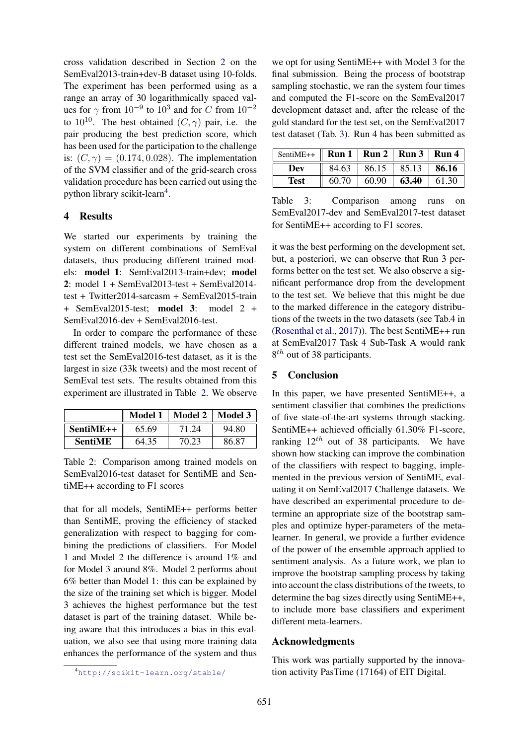cross validation described in Section 2 on the SemEval2013-train+dev-B dataset using 10-folds. The experiment has been performed using as a range an array of 30 logarithmically spaced values for $\gamma$ from $10^{-9}$ to $10^{3}$ and for $C$ from $10^{-2}$ to $10^{10}$. The best obtained $(C, \gamma)$ pair, i.e. the pair producing the best prediction score, which has been used for the participation to the challenge is: $(C, \gamma) = (0.174, 0.028)$. The implementation of the SVM classifier and of the grid-search cross validation procedure has been carried out using the python library scikit-learn[4].

## 4 Results

We started our experiments by training the system on different combinations of SemEval datasets, thus producing different trained models: **model 1**: SemEval2013-train+dev; **model 2**: model 1 + SemEval2013-test + SemEval2014-test + Twitter2014-sarcasm + SemEval2015-train + SemEval2015-test; **model 3**: model 2 + SemEval2016-dev + SemEval2016-test.

In order to compare the performance of these different trained models, we have chosen as a test set the SemEval2016-test dataset, as it is the largest in size (33k tweets) and the most recent of SemEval test sets. The results obtained from this experiment are illustrated in Table 2. We observe

| | **Model 1** | **Model 2** | **Model 3** |
|---|---|---|---|
| **SentiME++** | 65.69 | 71.24 | 94.80 |
| **SentiME** | 64.35 | 70.23 | 86.87 |

Table 2: Comparison among trained models on SemEval2016-test dataset for SentiME and SentiME++ according to F1 scores

that for all models, SentiME++ performs better than SentiME, proving the efficiency of stacked generalization with respect to bagging for combining the predictions of classifiers. For Model 1 and Model 2 the difference is around 1% and for Model 3 around 8%. Model 2 performs about 6% better than Model 1: this can be explained by the size of the training set which is bigger. Model 3 achieves the highest performance but the test dataset is part of the training dataset. While being aware that this introduces a bias in this evaluation, we also see that using more training data enhances the performance of the system and thus we opt for using SentiME++ with Model 3 for the final submission. Being the process of bootstrap sampling stochastic, we ran the system four times and computed the F1-score on the SemEval2017 development dataset and, after the release of the gold standard for the test set, on the SemEval2017 test dataset (Tab. 3). Run 4 has been submitted as

| SentiME++ | **Run 1** | **Run 2** | **Run 3** | **Run 4** |
|---|---|---|---|---|
| **Dev** | 84.63 | 86.15 | 85.13 | **86.16** |
| **Test** | 60.70 | 60.90 | **63.40** | 61.30 |

Table 3: Comparison among runs on SemEval2017-dev and SemEval2017-test dataset for SentiME++ according to F1 scores.

it was the best performing on the development set, but, a posteriori, we can observe that Run 3 performs better on the test set. We also observe a significant performance drop from the development to the test set. We believe that this might be due to the marked difference in the category distributions of the tweets in the two datasets (see Tab.4 in (Rosenthal et al., 2017)). The best SentiME++ run at SemEval2017 Task 4 Sub-Task A would rank $8^{th}$ out of 38 participants.

## 5 Conclusion

In this paper, we have presented SentiME++, a sentiment classifier that combines the predictions of five state-of-the-art systems through stacking. SentiME++ achieved officially 61.30% F1-score, ranking $12^{th}$ out of 38 participants. We have shown how stacking can improve the combination of the classifiers with respect to bagging, implemented in the previous version of SentiME, evaluating it on SemEval2017 Challenge datasets. We have described an experimental procedure to determine an appropriate size of the bootstrap samples and optimize hyper-parameters of the meta-learner. In general, we provide a further evidence of the power of the ensemble approach applied to sentiment analysis. As a future work, we plan to improve the bootstrap sampling process by taking into account the class distributions of the tweets, to determine the bag sizes directly using SentiME++, to include more base classifiers and experiment different meta-learners.

## Acknowledgments

This work was partially supported by the innovation activity PasTime (17164) of EIT Digital.

[4] http://scikit-learn.org/stable/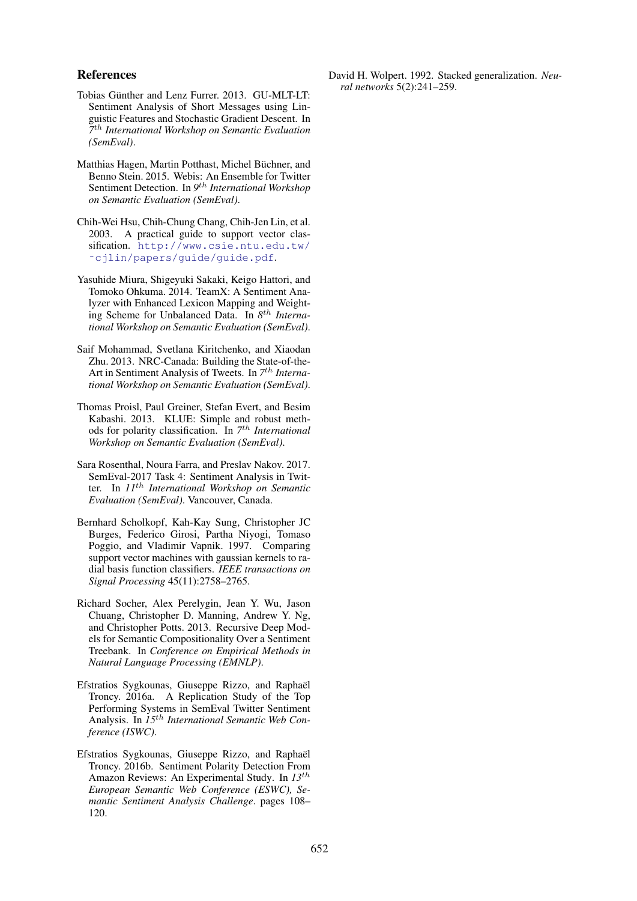## References

Tobias Günther and Lenz Furrer. 2013. GU-MLT-LT: Sentiment Analysis of Short Messages using Linguistic Features and Stochastic Gradient Descent. In *$7^{th}$ International Workshop on Semantic Evaluation (SemEval)*.

Matthias Hagen, Martin Potthast, Michel Büchner, and Benno Stein. 2015. Webis: An Ensemble for Twitter Sentiment Detection. In *$9^{th}$ International Workshop on Semantic Evaluation (SemEval)*.

Chih-Wei Hsu, Chih-Chung Chang, Chih-Jen Lin, et al. 2003. A practical guide to support vector classification. http://www.csie.ntu.edu.tw/~cjlin/papers/guide/guide.pdf.

Yasuhide Miura, Shigeyuki Sakaki, Keigo Hattori, and Tomoko Ohkuma. 2014. TeamX: A Sentiment Analyzer with Enhanced Lexicon Mapping and Weighting Scheme for Unbalanced Data. In *$8^{th}$ International Workshop on Semantic Evaluation (SemEval)*.

Saif Mohammad, Svetlana Kiritchenko, and Xiaodan Zhu. 2013. NRC-Canada: Building the State-of-the-Art in Sentiment Analysis of Tweets. In *$7^{th}$ International Workshop on Semantic Evaluation (SemEval)*.

Thomas Proisl, Paul Greiner, Stefan Evert, and Besim Kabashi. 2013. KLUE: Simple and robust methods for polarity classification. In *$7^{th}$ International Workshop on Semantic Evaluation (SemEval)*.

Sara Rosenthal, Noura Farra, and Preslav Nakov. 2017. SemEval-2017 Task 4: Sentiment Analysis in Twitter. In *$11^{th}$ International Workshop on Semantic Evaluation (SemEval)*. Vancouver, Canada.

Bernhard Scholkopf, Kah-Kay Sung, Christopher JC Burges, Federico Girosi, Partha Niyogi, Tomaso Poggio, and Vladimir Vapnik. 1997. Comparing support vector machines with gaussian kernels to radial basis function classifiers. *IEEE transactions on Signal Processing* 45(11):2758–2765.

Richard Socher, Alex Perelygin, Jean Y. Wu, Jason Chuang, Christopher D. Manning, Andrew Y. Ng, and Christopher Potts. 2013. Recursive Deep Models for Semantic Compositionality Over a Sentiment Treebank. In *Conference on Empirical Methods in Natural Language Processing (EMNLP)*.

Efstratios Sygkounas, Giuseppe Rizzo, and Raphaël Troncy. 2016a. A Replication Study of the Top Performing Systems in SemEval Twitter Sentiment Analysis. In *$15^{th}$ International Semantic Web Conference (ISWC)*.

Efstratios Sygkounas, Giuseppe Rizzo, and Raphaël Troncy. 2016b. Sentiment Polarity Detection From Amazon Reviews: An Experimental Study. In *$13^{th}$ European Semantic Web Conference (ESWC), Semantic Sentiment Analysis Challenge*. pages 108–120.

David H. Wolpert. 1992. Stacked generalization. *Neural networks* 5(2):241–259.